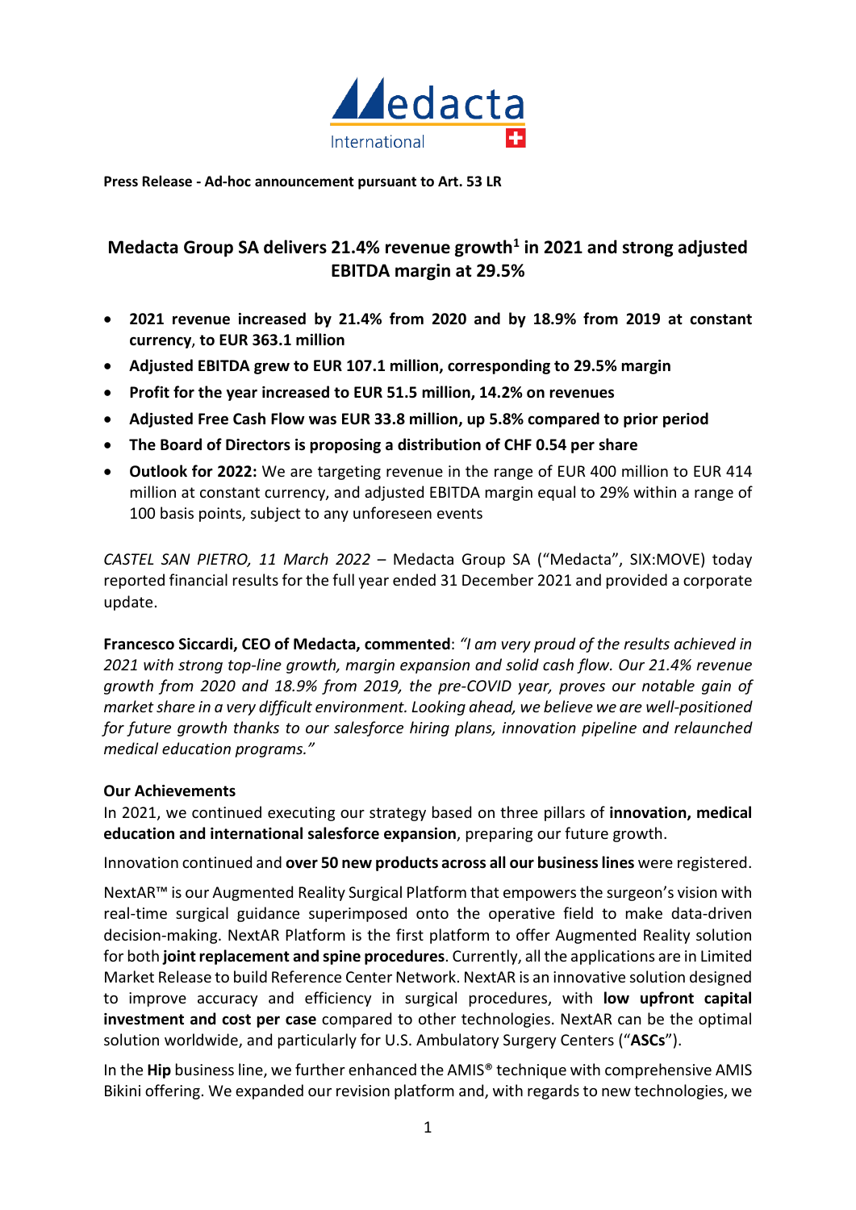**Press Release - Ad-hoc announcement pursuant to Art. 53 LR**

# Medacta Group SA delivers 21.4% revenue growth[1] in 2021 and strong adjusted EBITDA margin at 29.5%

- **2021 revenue increased by 21.4% from 2020 and by 18.9% from 2019 at constant currency, to EUR 363.1 million**
- **Adjusted EBITDA grew to EUR 107.1 million, corresponding to 29.5% margin**
- **Profit for the year increased to EUR 51.5 million, 14.2% on revenues**
- **Adjusted Free Cash Flow was EUR 33.8 million, up 5.8% compared to prior period**
- **The Board of Directors is proposing a distribution of CHF 0.54 per share**
- **Outlook for 2022:** We are targeting revenue in the range of EUR 400 million to EUR 414 million at constant currency, and adjusted EBITDA margin equal to 29% within a range of 100 basis points, subject to any unforeseen events

*CASTEL SAN PIETRO, 11 March 2022* – Medacta Group SA ("Medacta", SIX:MOVE) today reported financial results for the full year ended 31 December 2021 and provided a corporate update.

**Francesco Siccardi, CEO of Medacta, commented**: *"I am very proud of the results achieved in 2021 with strong top-line growth, margin expansion and solid cash flow. Our 21.4% revenue growth from 2020 and 18.9% from 2019, the pre-COVID year, proves our notable gain of market share in a very difficult environment. Looking ahead, we believe we are well-positioned for future growth thanks to our salesforce hiring plans, innovation pipeline and relaunched medical education programs."*

**Our Achievements**

In 2021, we continued executing our strategy based on three pillars of **innovation, medical education and international salesforce expansion**, preparing our future growth.

Innovation continued and **over 50 new products across all our business lines** were registered.

NextAR™ is our Augmented Reality Surgical Platform that empowers the surgeon's vision with real-time surgical guidance superimposed onto the operative field to make data-driven decision-making. NextAR Platform is the first platform to offer Augmented Reality solution for both **joint replacement and spine procedures**. Currently, all the applications are in Limited Market Release to build Reference Center Network. NextAR is an innovative solution designed to improve accuracy and efficiency in surgical procedures, with **low upfront capital investment and cost per case** compared to other technologies. NextAR can be the optimal solution worldwide, and particularly for U.S. Ambulatory Surgery Centers ("**ASCs**").

In the **Hip** business line, we further enhanced the AMIS® technique with comprehensive AMIS Bikini offering. We expanded our revision platform and, with regards to new technologies, we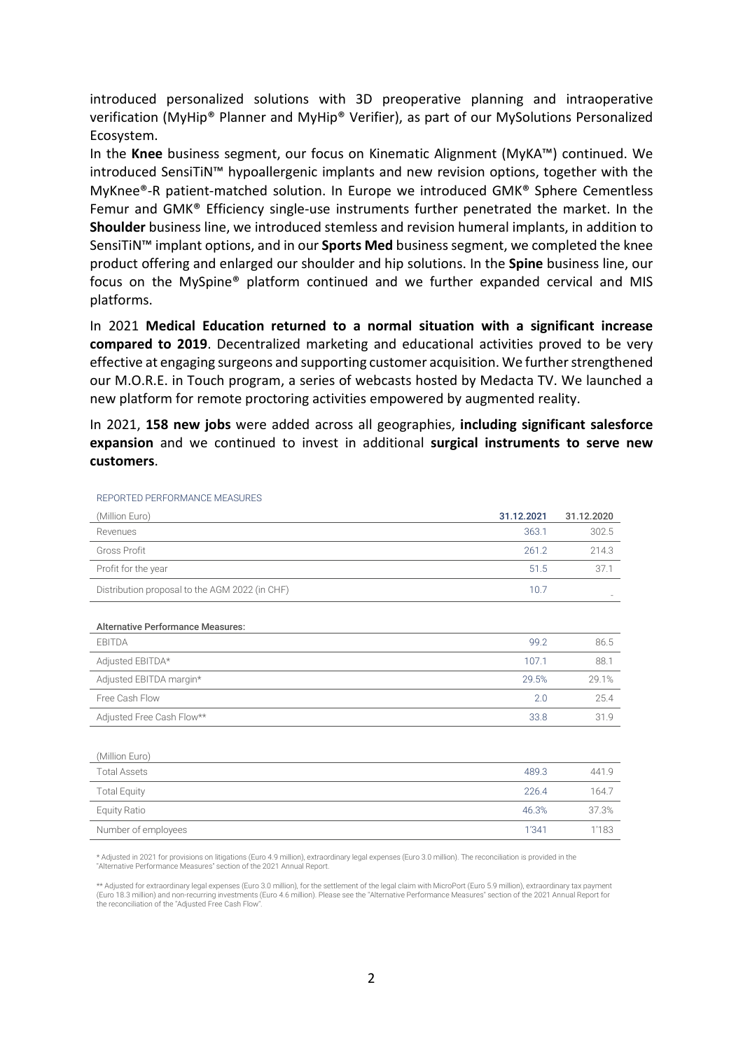introduced personalized solutions with 3D preoperative planning and intraoperative verification (MyHip® Planner and MyHip® Verifier), as part of our MySolutions Personalized Ecosystem.

In the **Knee** business segment, our focus on Kinematic Alignment (MyKA™) continued. We introduced SensiTiN™ hypoallergenic implants and new revision options, together with the MyKnee®-R patient-matched solution. In Europe we introduced GMK® Sphere Cementless Femur and GMK® Efficiency single-use instruments further penetrated the market. In the **Shoulder** business line, we introduced stemless and revision humeral implants, in addition to SensiTiN™ implant options, and in our **Sports Med** business segment, we completed the knee product offering and enlarged our shoulder and hip solutions. In the **Spine** business line, our focus on the MySpine® platform continued and we further expanded cervical and MIS platforms.

In 2021 **Medical Education returned to a normal situation with a significant increase compared to 2019**. Decentralized marketing and educational activities proved to be very effective at engaging surgeons and supporting customer acquisition. We further strengthened our M.O.R.E. in Touch program, a series of webcasts hosted by Medacta TV. We launched a new platform for remote proctoring activities empowered by augmented reality.

In 2021, **158 new jobs** were added across all geographies, **including significant salesforce expansion** and we continued to invest in additional **surgical instruments to serve new customers**.

REPORTED PERFORMANCE MEASURES

| (Million Euro) | 31.12.2021 | 31.12.2020 |
|---|---|---|
| Revenues | 363.1 | 302.5 |
| Gross Profit | 261.2 | 214.3 |
| Profit for the year | 51.5 | 37.1 |
| Distribution proposal to the AGM 2022 (in CHF) | 10.7 | - |
| **Alternative Performance Measures:** | | |
| EBITDA | 99.2 | 86.5 |
| Adjusted EBITDA* | 107.1 | 88.1 |
| Adjusted EBITDA margin* | 29.5% | 29.1% |
| Free Cash Flow | 2.0 | 25.4 |
| Adjusted Free Cash Flow** | 33.8 | 31.9 |

| (Million Euro) | | |
|---|---|---|
| Total Assets | 489.3 | 441.9 |
| Total Equity | 226.4 | 164.7 |
| Equity Ratio | 46.3% | 37.3% |
| Number of employees | 1'341 | 1'183 |

* Adjusted in 2021 for provisions on litigations (Euro 4.9 million), extraordinary legal expenses (Euro 3.0 million). The reconciliation is provided in the "Alternative Performance Measures" section of the 2021 Annual Report.

** Adjusted for extraordinary legal expenses (Euro 3.0 million), for the settlement of the legal claim with MicroPort (Euro 5.9 million), extraordinary tax payment (Euro 18.3 million) and non-recurring investments (Euro 4.6 million). Please see the "Alternative Performance Measures" section of the 2021 Annual Report for the reconciliation of the "Adjusted Free Cash Flow".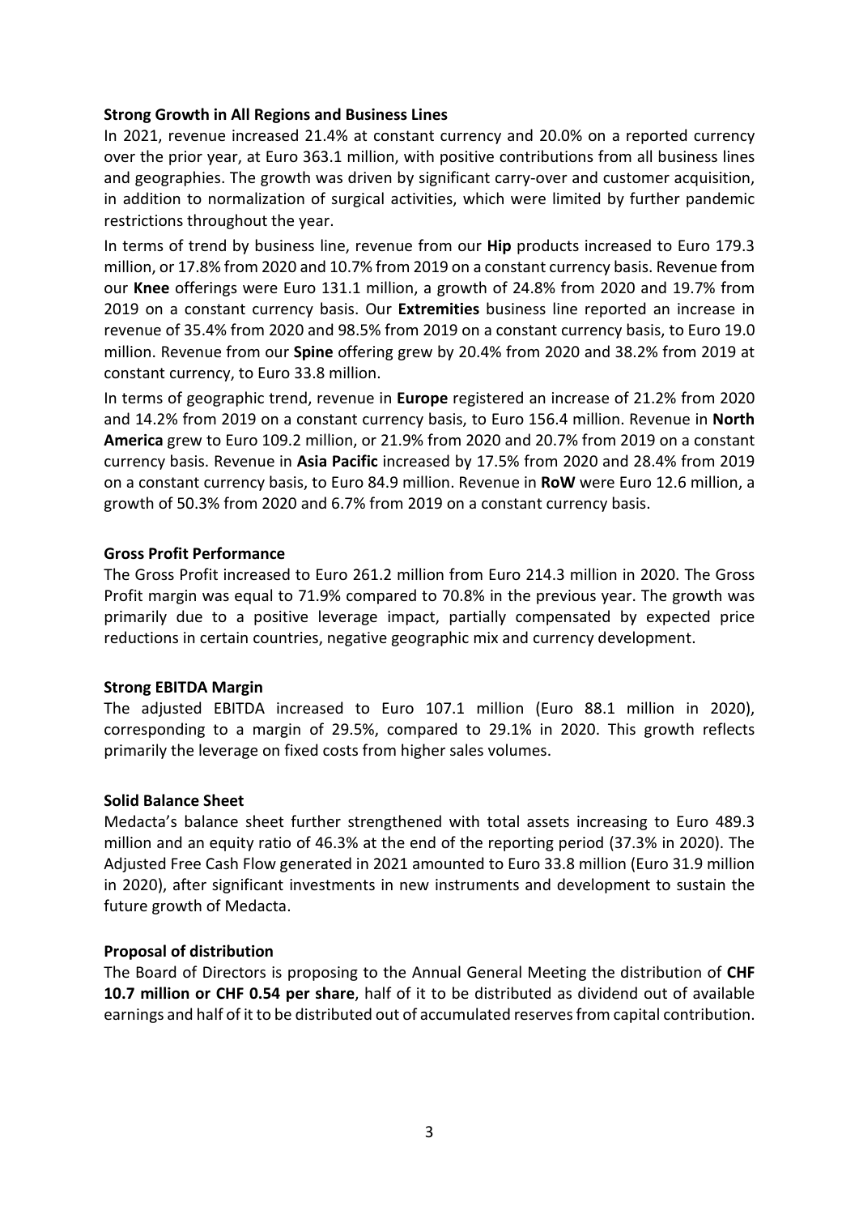**Strong Growth in All Regions and Business Lines**

In 2021, revenue increased 21.4% at constant currency and 20.0% on a reported currency over the prior year, at Euro 363.1 million, with positive contributions from all business lines and geographies. The growth was driven by significant carry-over and customer acquisition, in addition to normalization of surgical activities, which were limited by further pandemic restrictions throughout the year.

In terms of trend by business line, revenue from our **Hip** products increased to Euro 179.3 million, or 17.8% from 2020 and 10.7% from 2019 on a constant currency basis. Revenue from our **Knee** offerings were Euro 131.1 million, a growth of 24.8% from 2020 and 19.7% from 2019 on a constant currency basis. Our **Extremities** business line reported an increase in revenue of 35.4% from 2020 and 98.5% from 2019 on a constant currency basis, to Euro 19.0 million. Revenue from our **Spine** offering grew by 20.4% from 2020 and 38.2% from 2019 at constant currency, to Euro 33.8 million.

In terms of geographic trend, revenue in **Europe** registered an increase of 21.2% from 2020 and 14.2% from 2019 on a constant currency basis, to Euro 156.4 million. Revenue in **North America** grew to Euro 109.2 million, or 21.9% from 2020 and 20.7% from 2019 on a constant currency basis. Revenue in **Asia Pacific** increased by 17.5% from 2020 and 28.4% from 2019 on a constant currency basis, to Euro 84.9 million. Revenue in **RoW** were Euro 12.6 million, a growth of 50.3% from 2020 and 6.7% from 2019 on a constant currency basis.

**Gross Profit Performance**

The Gross Profit increased to Euro 261.2 million from Euro 214.3 million in 2020. The Gross Profit margin was equal to 71.9% compared to 70.8% in the previous year. The growth was primarily due to a positive leverage impact, partially compensated by expected price reductions in certain countries, negative geographic mix and currency development.

**Strong EBITDA Margin**

The adjusted EBITDA increased to Euro 107.1 million (Euro 88.1 million in 2020), corresponding to a margin of 29.5%, compared to 29.1% in 2020. This growth reflects primarily the leverage on fixed costs from higher sales volumes.

**Solid Balance Sheet**

Medacta's balance sheet further strengthened with total assets increasing to Euro 489.3 million and an equity ratio of 46.3% at the end of the reporting period (37.3% in 2020). The Adjusted Free Cash Flow generated in 2021 amounted to Euro 33.8 million (Euro 31.9 million in 2020), after significant investments in new instruments and development to sustain the future growth of Medacta.

**Proposal of distribution**

The Board of Directors is proposing to the Annual General Meeting the distribution of **CHF 10.7 million or CHF 0.54 per share**, half of it to be distributed as dividend out of available earnings and half of it to be distributed out of accumulated reserves from capital contribution.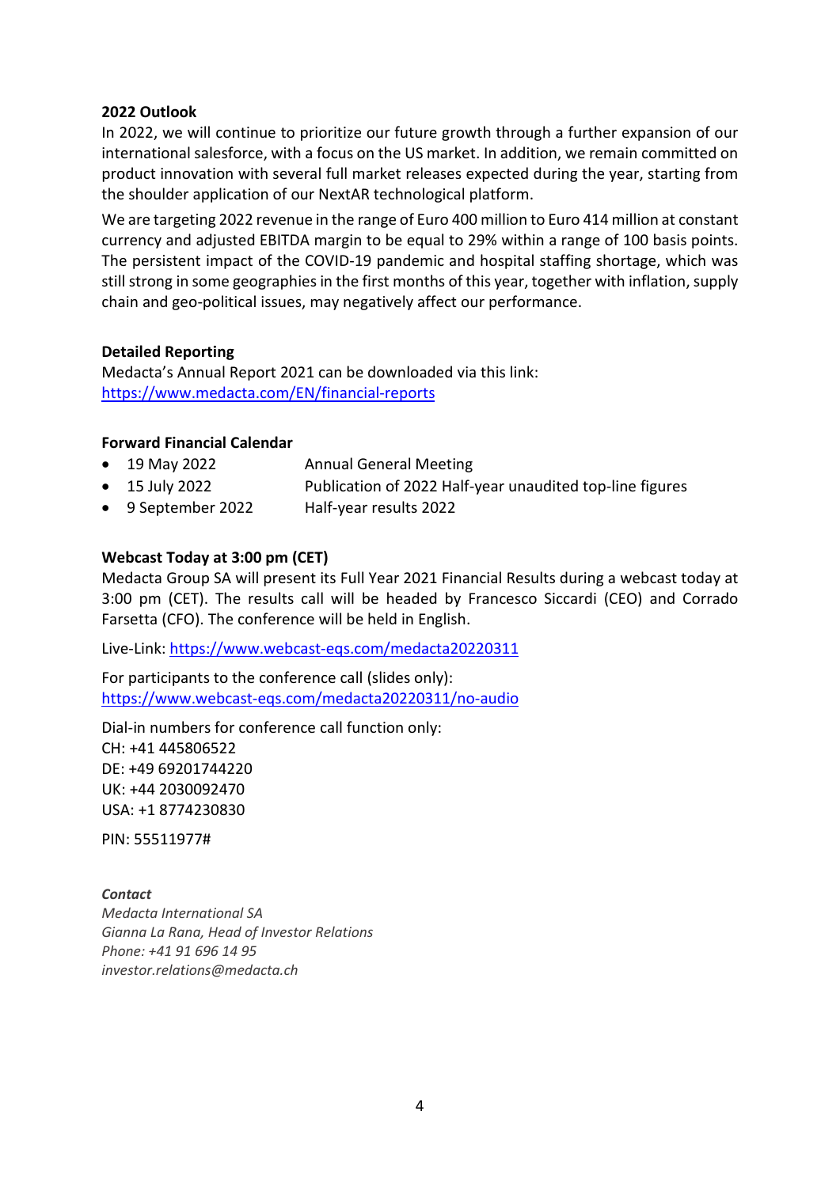## 2022 Outlook

In 2022, we will continue to prioritize our future growth through a further expansion of our international salesforce, with a focus on the US market. In addition, we remain committed on product innovation with several full market releases expected during the year, starting from the shoulder application of our NextAR technological platform.

We are targeting 2022 revenue in the range of Euro 400 million to Euro 414 million at constant currency and adjusted EBITDA margin to be equal to 29% within a range of 100 basis points. The persistent impact of the COVID-19 pandemic and hospital staffing shortage, which was still strong in some geographies in the first months of this year, together with inflation, supply chain and geo-political issues, may negatively affect our performance.

## Detailed Reporting

Medacta's Annual Report 2021 can be downloaded via this link:
https://www.medacta.com/EN/financial-reports

## Forward Financial Calendar

- 19 May 2022 — Annual General Meeting
- 15 July 2022 — Publication of 2022 Half-year unaudited top-line figures
- 9 September 2022 — Half-year results 2022

## Webcast Today at 3:00 pm (CET)

Medacta Group SA will present its Full Year 2021 Financial Results during a webcast today at 3:00 pm (CET). The results call will be headed by Francesco Siccardi (CEO) and Corrado Farsetta (CFO). The conference will be held in English.

Live-Link: https://www.webcast-eqs.com/medacta20220311

For participants to the conference call (slides only):
https://www.webcast-eqs.com/medacta20220311/no-audio

Dial-in numbers for conference call function only:
CH: +41 445806522
DE: +49 69201744220
UK: +44 2030092470
USA: +1 8774230830

PIN: 55511977#

***Contact***
*Medacta International SA*
*Gianna La Rana, Head of Investor Relations*
*Phone: +41 91 696 14 95*
*investor.relations@medacta.ch*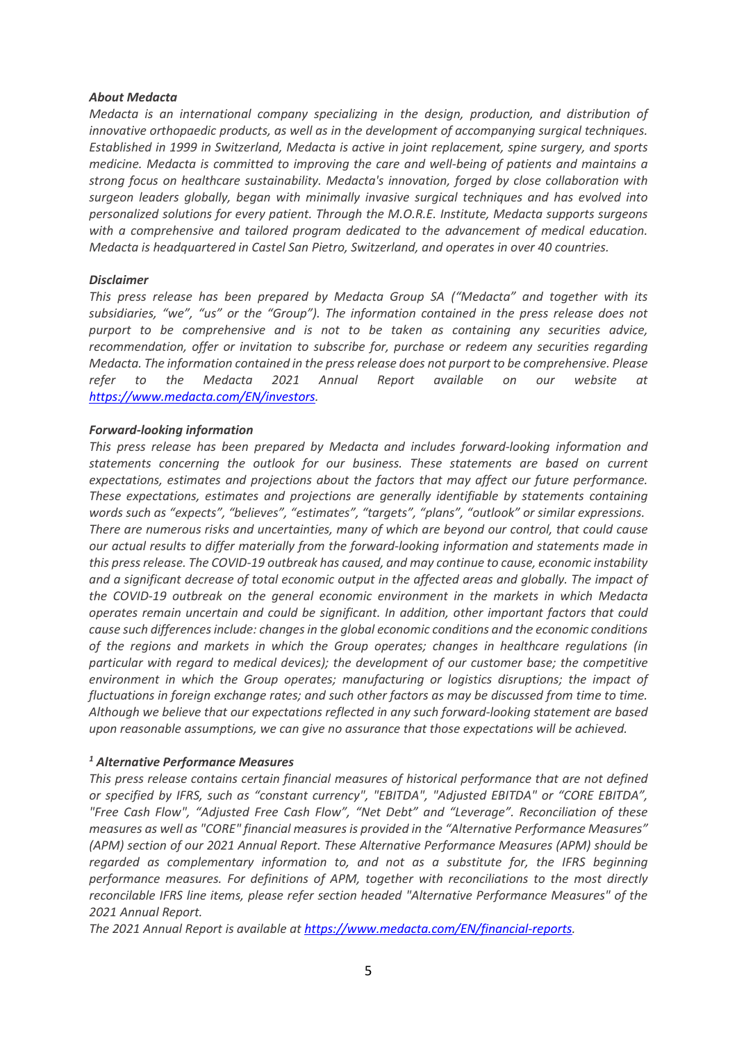***About Medacta***

*Medacta is an international company specializing in the design, production, and distribution of innovative orthopaedic products, as well as in the development of accompanying surgical techniques. Established in 1999 in Switzerland, Medacta is active in joint replacement, spine surgery, and sports medicine. Medacta is committed to improving the care and well-being of patients and maintains a strong focus on healthcare sustainability. Medacta's innovation, forged by close collaboration with surgeon leaders globally, began with minimally invasive surgical techniques and has evolved into personalized solutions for every patient. Through the M.O.R.E. Institute, Medacta supports surgeons with a comprehensive and tailored program dedicated to the advancement of medical education. Medacta is headquartered in Castel San Pietro, Switzerland, and operates in over 40 countries.*

***Disclaimer***

*This press release has been prepared by Medacta Group SA ("Medacta" and together with its subsidiaries, "we", "us" or the "Group"). The information contained in the press release does not purport to be comprehensive and is not to be taken as containing any securities advice, recommendation, offer or invitation to subscribe for, purchase or redeem any securities regarding Medacta. The information contained in the press release does not purport to be comprehensive. Please refer to the Medacta 2021 Annual Report available on our website at [https://www.medacta.com/EN/investors](https://www.medacta.com/EN/investors).*

***Forward-looking information***

*This press release has been prepared by Medacta and includes forward-looking information and statements concerning the outlook for our business. These statements are based on current expectations, estimates and projections about the factors that may affect our future performance. These expectations, estimates and projections are generally identifiable by statements containing words such as "expects", "believes", "estimates", "targets", "plans", "outlook" or similar expressions. There are numerous risks and uncertainties, many of which are beyond our control, that could cause our actual results to differ materially from the forward-looking information and statements made in this press release. The COVID-19 outbreak has caused, and may continue to cause, economic instability and a significant decrease of total economic output in the affected areas and globally. The impact of the COVID-19 outbreak on the general economic environment in the markets in which Medacta operates remain uncertain and could be significant. In addition, other important factors that could cause such differences include: changes in the global economic conditions and the economic conditions of the regions and markets in which the Group operates; changes in healthcare regulations (in particular with regard to medical devices); the development of our customer base; the competitive environment in which the Group operates; manufacturing or logistics disruptions; the impact of fluctuations in foreign exchange rates; and such other factors as may be discussed from time to time. Although we believe that our expectations reflected in any such forward-looking statement are based upon reasonable assumptions, we can give no assurance that those expectations will be achieved.*

***[1] Alternative Performance Measures***

*This press release contains certain financial measures of historical performance that are not defined or specified by IFRS, such as "constant currency", "EBITDA", "Adjusted EBITDA" or "CORE EBITDA", "Free Cash Flow", "Adjusted Free Cash Flow", "Net Debt" and "Leverage". Reconciliation of these measures as well as "CORE" financial measures is provided in the "Alternative Performance Measures" (APM) section of our 2021 Annual Report. These Alternative Performance Measures (APM) should be regarded as complementary information to, and not as a substitute for, the IFRS beginning performance measures. For definitions of APM, together with reconciliations to the most directly reconcilable IFRS line items, please refer section headed "Alternative Performance Measures" of the 2021 Annual Report.*

*The 2021 Annual Report is available at [https://www.medacta.com/EN/financial-reports](https://www.medacta.com/EN/financial-reports).*